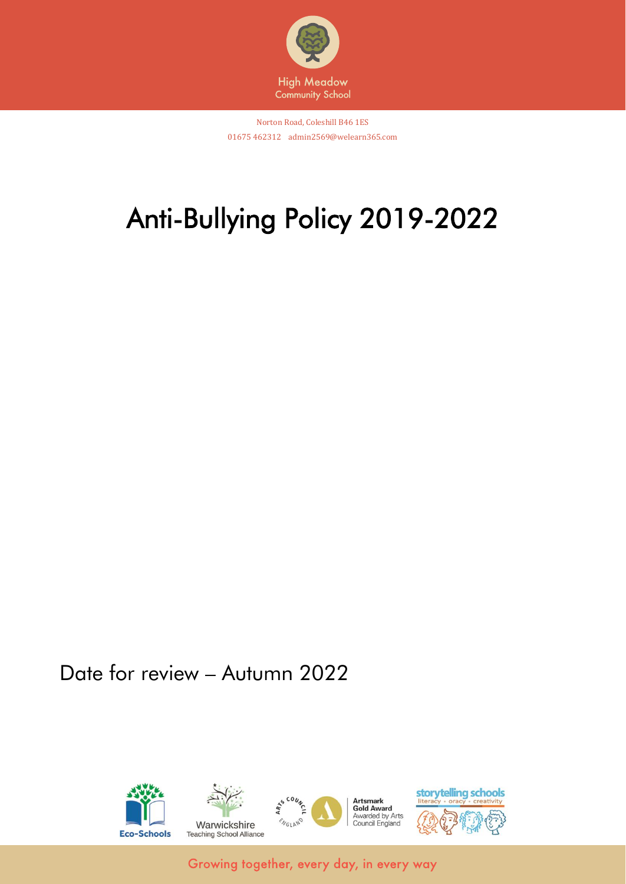High Meadow Community School

Norton Road, Coleshill B46 1ES
01675 462312 admin2569@welearn365.com

# Anti-Bullying Policy 2019-2022

Date for review – Autumn 2022

Growing together, every day, in every way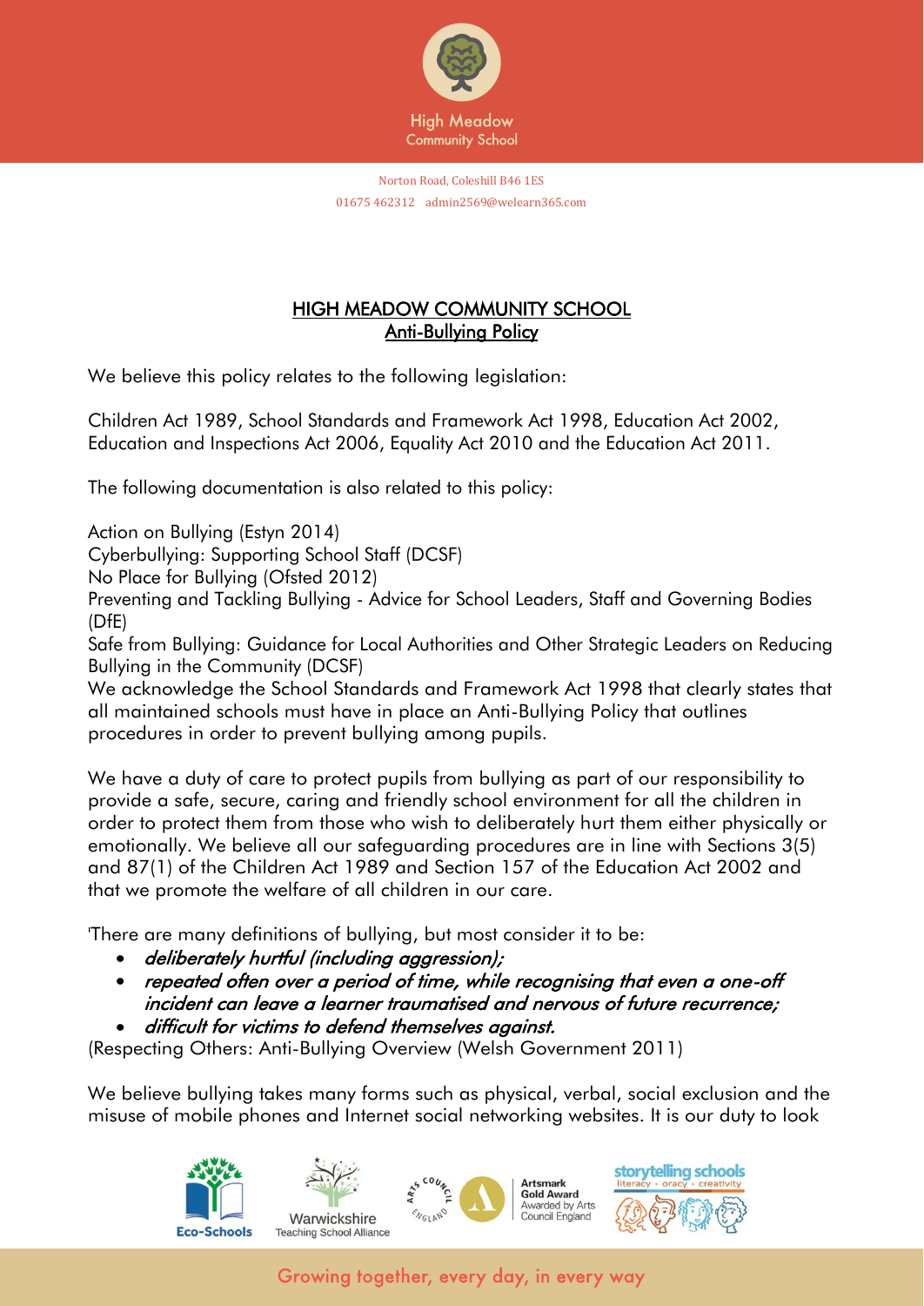# HIGH MEADOW COMMUNITY SCHOOL
## Anti-Bullying Policy

We believe this policy relates to the following legislation:

Children Act 1989, School Standards and Framework Act 1998, Education Act 2002, Education and Inspections Act 2006, Equality Act 2010 and the Education Act 2011.

The following documentation is also related to this policy:

Action on Bullying (Estyn 2014)
Cyberbullying: Supporting School Staff (DCSF)
No Place for Bullying (Ofsted 2012)
Preventing and Tackling Bullying - Advice for School Leaders, Staff and Governing Bodies (DfE)
Safe from Bullying: Guidance for Local Authorities and Other Strategic Leaders on Reducing Bullying in the Community (DCSF)
We acknowledge the School Standards and Framework Act 1998 that clearly states that all maintained schools must have in place an Anti-Bullying Policy that outlines procedures in order to prevent bullying among pupils.

We have a duty of care to protect pupils from bullying as part of our responsibility to provide a safe, secure, caring and friendly school environment for all the children in order to protect them from those who wish to deliberately hurt them either physically or emotionally. We believe all our safeguarding procedures are in line with Sections 3(5) and 87(1) of the Children Act 1989 and Section 157 of the Education Act 2002 and that we promote the welfare of all children in our care.

'There are many definitions of bullying, but most consider it to be:

- *deliberately hurtful (including aggression);*
- *repeated often over a period of time, while recognising that even a one-off incident can leave a learner traumatised and nervous of future recurrence;*
- *difficult for victims to defend themselves against.*

(Respecting Others: Anti-Bullying Overview (Welsh Government 2011)

We believe bullying takes many forms such as physical, verbal, social exclusion and the misuse of mobile phones and Internet social networking websites. It is our duty to look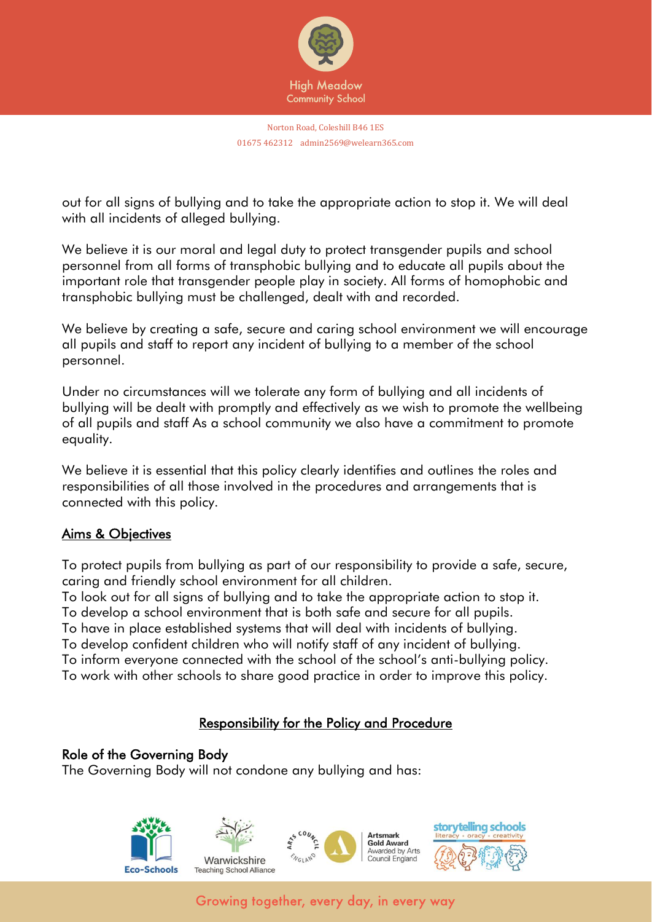out for all signs of bullying and to take the appropriate action to stop it. We will deal with all incidents of alleged bullying.

We believe it is our moral and legal duty to protect transgender pupils and school personnel from all forms of transphobic bullying and to educate all pupils about the important role that transgender people play in society. All forms of homophobic and transphobic bullying must be challenged, dealt with and recorded.

We believe by creating a safe, secure and caring school environment we will encourage all pupils and staff to report any incident of bullying to a member of the school personnel.

Under no circumstances will we tolerate any form of bullying and all incidents of bullying will be dealt with promptly and effectively as we wish to promote the wellbeing of all pupils and staff As a school community we also have a commitment to promote equality.

We believe it is essential that this policy clearly identifies and outlines the roles and responsibilities of all those involved in the procedures and arrangements that is connected with this policy.

## Aims & Objectives

To protect pupils from bullying as part of our responsibility to provide a safe, secure, caring and friendly school environment for all children.
To look out for all signs of bullying and to take the appropriate action to stop it.
To develop a school environment that is both safe and secure for all pupils.
To have in place established systems that will deal with incidents of bullying.
To develop confident children who will notify staff of any incident of bullying.
To inform everyone connected with the school of the school's anti-bullying policy.
To work with other schools to share good practice in order to improve this policy.

## Responsibility for the Policy and Procedure

### Role of the Governing Body

The Governing Body will not condone any bullying and has: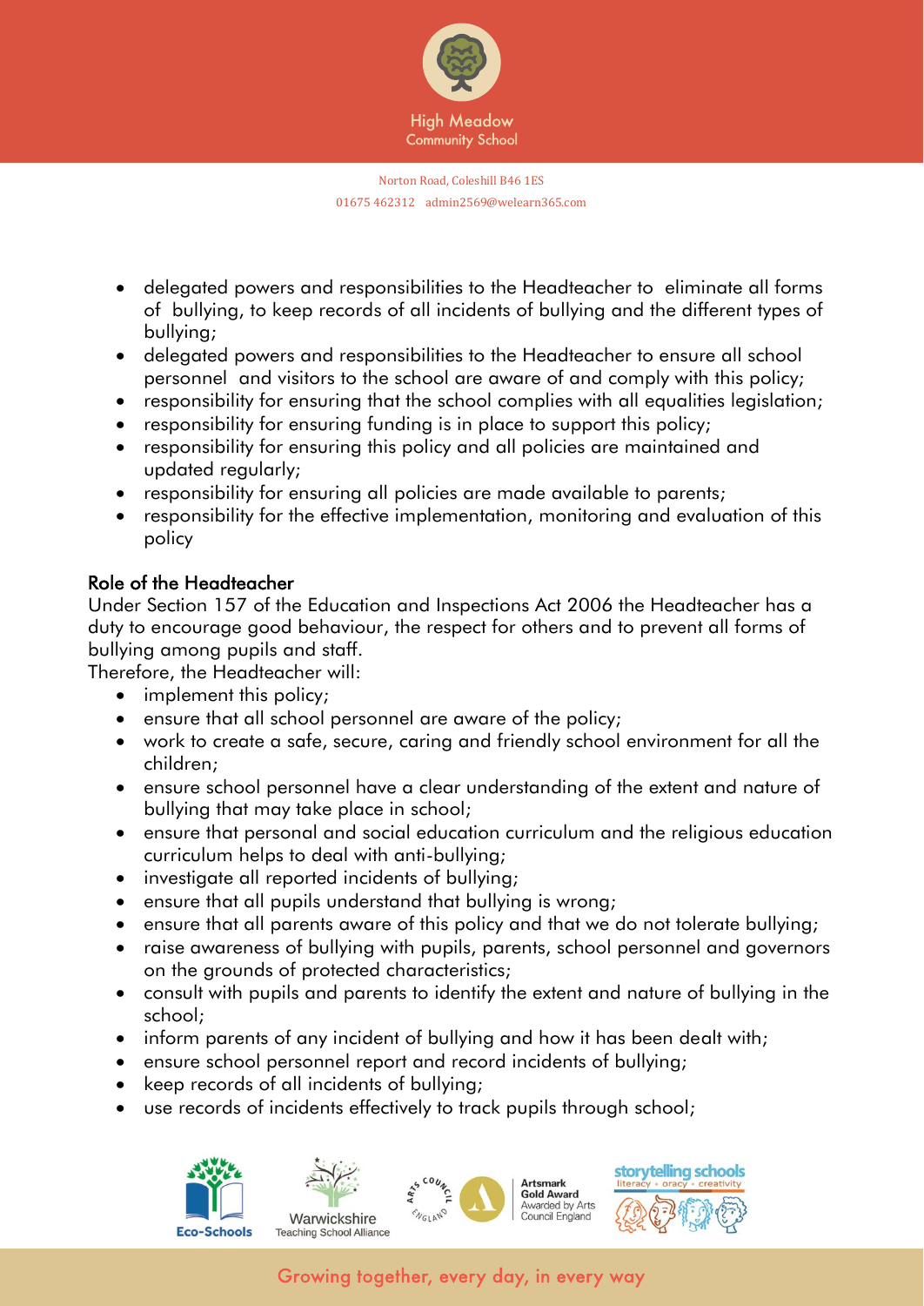- delegated powers and responsibilities to the Headteacher to eliminate all forms of bullying, to keep records of all incidents of bullying and the different types of bullying;
- delegated powers and responsibilities to the Headteacher to ensure all school personnel and visitors to the school are aware of and comply with this policy;
- responsibility for ensuring that the school complies with all equalities legislation;
- responsibility for ensuring funding is in place to support this policy;
- responsibility for ensuring this policy and all policies are maintained and updated regularly;
- responsibility for ensuring all policies are made available to parents;
- responsibility for the effective implementation, monitoring and evaluation of this policy

## Role of the Headteacher

Under Section 157 of the Education and Inspections Act 2006 the Headteacher has a duty to encourage good behaviour, the respect for others and to prevent all forms of bullying among pupils and staff.

Therefore, the Headteacher will:

- implement this policy;
- ensure that all school personnel are aware of the policy;
- work to create a safe, secure, caring and friendly school environment for all the children;
- ensure school personnel have a clear understanding of the extent and nature of bullying that may take place in school;
- ensure that personal and social education curriculum and the religious education curriculum helps to deal with anti-bullying;
- investigate all reported incidents of bullying;
- ensure that all pupils understand that bullying is wrong;
- ensure that all parents aware of this policy and that we do not tolerate bullying;
- raise awareness of bullying with pupils, parents, school personnel and governors on the grounds of protected characteristics;
- consult with pupils and parents to identify the extent and nature of bullying in the school;
- inform parents of any incident of bullying and how it has been dealt with;
- ensure school personnel report and record incidents of bullying;
- keep records of all incidents of bullying;
- use records of incidents effectively to track pupils through school;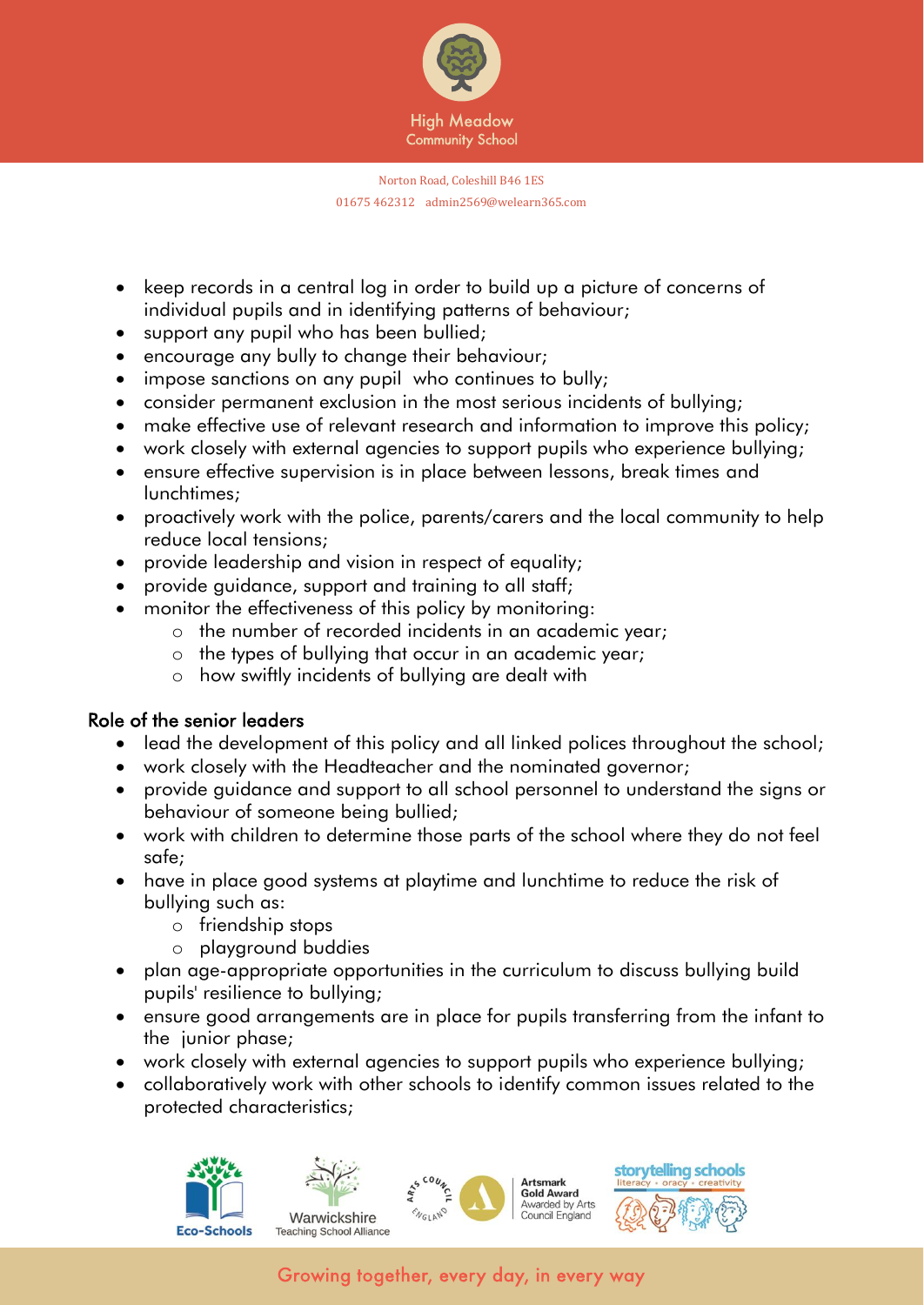- keep records in a central log in order to build up a picture of concerns of individual pupils and in identifying patterns of behaviour;
- support any pupil who has been bullied;
- encourage any bully to change their behaviour;
- impose sanctions on any pupil who continues to bully;
- consider permanent exclusion in the most serious incidents of bullying;
- make effective use of relevant research and information to improve this policy;
- work closely with external agencies to support pupils who experience bullying;
- ensure effective supervision is in place between lessons, break times and lunchtimes;
- proactively work with the police, parents/carers and the local community to help reduce local tensions;
- provide leadership and vision in respect of equality;
- provide guidance, support and training to all staff;
- monitor the effectiveness of this policy by monitoring:
  - the number of recorded incidents in an academic year;
  - the types of bullying that occur in an academic year;
  - how swiftly incidents of bullying are dealt with

## Role of the senior leaders

- lead the development of this policy and all linked polices throughout the school;
- work closely with the Headteacher and the nominated governor;
- provide guidance and support to all school personnel to understand the signs or behaviour of someone being bullied;
- work with children to determine those parts of the school where they do not feel safe;
- have in place good systems at playtime and lunchtime to reduce the risk of bullying such as:
  - friendship stops
  - playground buddies
- plan age-appropriate opportunities in the curriculum to discuss bullying build pupils' resilience to bullying;
- ensure good arrangements are in place for pupils transferring from the infant to the junior phase;
- work closely with external agencies to support pupils who experience bullying;
- collaboratively work with other schools to identify common issues related to the protected characteristics;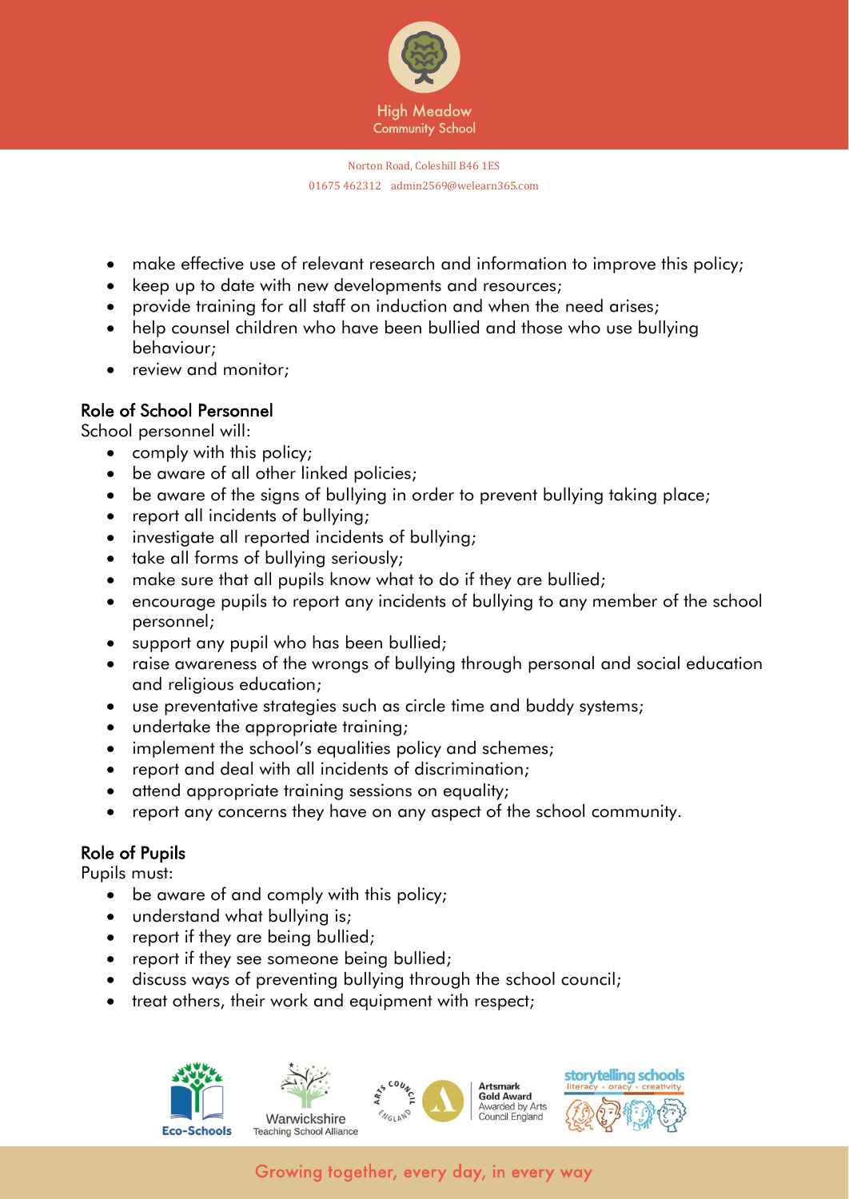- make effective use of relevant research and information to improve this policy;
- keep up to date with new developments and resources;
- provide training for all staff on induction and when the need arises;
- help counsel children who have been bullied and those who use bullying behaviour;
- review and monitor;

## Role of School Personnel

School personnel will:

- comply with this policy;
- be aware of all other linked policies;
- be aware of the signs of bullying in order to prevent bullying taking place;
- report all incidents of bullying;
- investigate all reported incidents of bullying;
- take all forms of bullying seriously;
- make sure that all pupils know what to do if they are bullied;
- encourage pupils to report any incidents of bullying to any member of the school personnel;
- support any pupil who has been bullied;
- raise awareness of the wrongs of bullying through personal and social education and religious education;
- use preventative strategies such as circle time and buddy systems;
- undertake the appropriate training;
- implement the school's equalities policy and schemes;
- report and deal with all incidents of discrimination;
- attend appropriate training sessions on equality;
- report any concerns they have on any aspect of the school community.

## Role of Pupils

Pupils must:

- be aware of and comply with this policy;
- understand what bullying is;
- report if they are being bullied;
- report if they see someone being bullied;
- discuss ways of preventing bullying through the school council;
- treat others, their work and equipment with respect;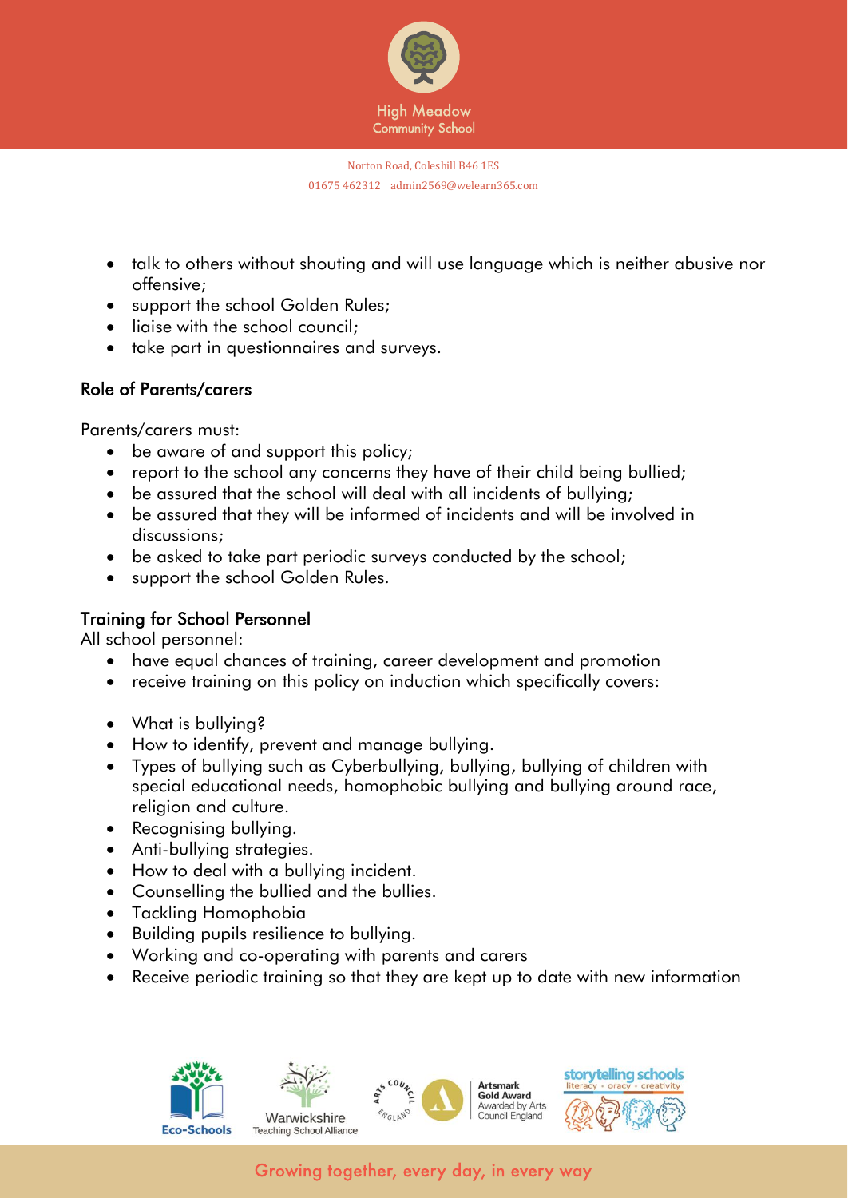- talk to others without shouting and will use language which is neither abusive nor offensive;
- support the school Golden Rules;
- liaise with the school council;
- take part in questionnaires and surveys.

## Role of Parents/carers

Parents/carers must:

- be aware of and support this policy;
- report to the school any concerns they have of their child being bullied;
- be assured that the school will deal with all incidents of bullying;
- be assured that they will be informed of incidents and will be involved in discussions;
- be asked to take part periodic surveys conducted by the school;
- support the school Golden Rules.

## Training for School Personnel

All school personnel:

- have equal chances of training, career development and promotion
- receive training on this policy on induction which specifically covers:

- What is bullying?
- How to identify, prevent and manage bullying.
- Types of bullying such as Cyberbullying, bullying, bullying of children with special educational needs, homophobic bullying and bullying around race, religion and culture.
- Recognising bullying.
- Anti-bullying strategies.
- How to deal with a bullying incident.
- Counselling the bullied and the bullies.
- Tackling Homophobia
- Building pupils resilience to bullying.
- Working and co-operating with parents and carers
- Receive periodic training so that they are kept up to date with new information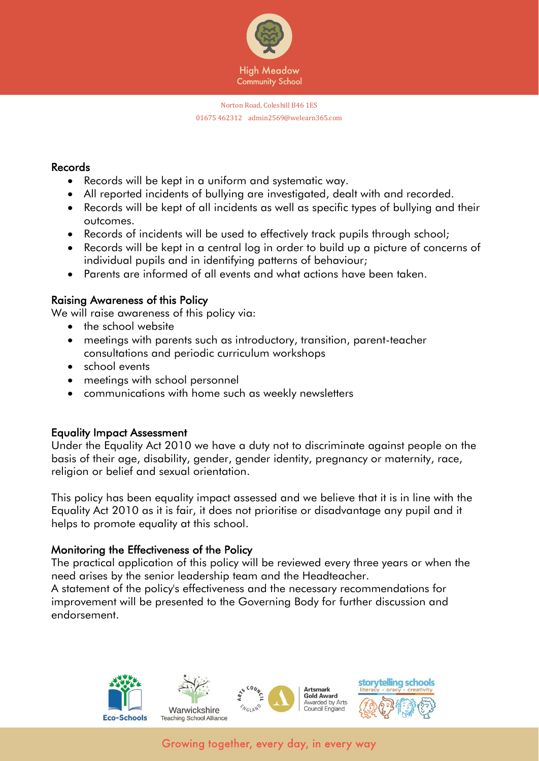## Records

- Records will be kept in a uniform and systematic way.
- All reported incidents of bullying are investigated, dealt with and recorded.
- Records will be kept of all incidents as well as specific types of bullying and their outcomes.
- Records of incidents will be used to effectively track pupils through school;
- Records will be kept in a central log in order to build up a picture of concerns of individual pupils and in identifying patterns of behaviour;
- Parents are informed of all events and what actions have been taken.

## Raising Awareness of this Policy

We will raise awareness of this policy via:

- the school website
- meetings with parents such as introductory, transition, parent-teacher consultations and periodic curriculum workshops
- school events
- meetings with school personnel
- communications with home such as weekly newsletters

## Equality Impact Assessment

Under the Equality Act 2010 we have a duty not to discriminate against people on the basis of their age, disability, gender, gender identity, pregnancy or maternity, race, religion or belief and sexual orientation.

This policy has been equality impact assessed and we believe that it is in line with the Equality Act 2010 as it is fair, it does not prioritise or disadvantage any pupil and it helps to promote equality at this school.

## Monitoring the Effectiveness of the Policy

The practical application of this policy will be reviewed every three years or when the need arises by the senior leadership team and the Headteacher.
A statement of the policy's effectiveness and the necessary recommendations for improvement will be presented to the Governing Body for further discussion and endorsement.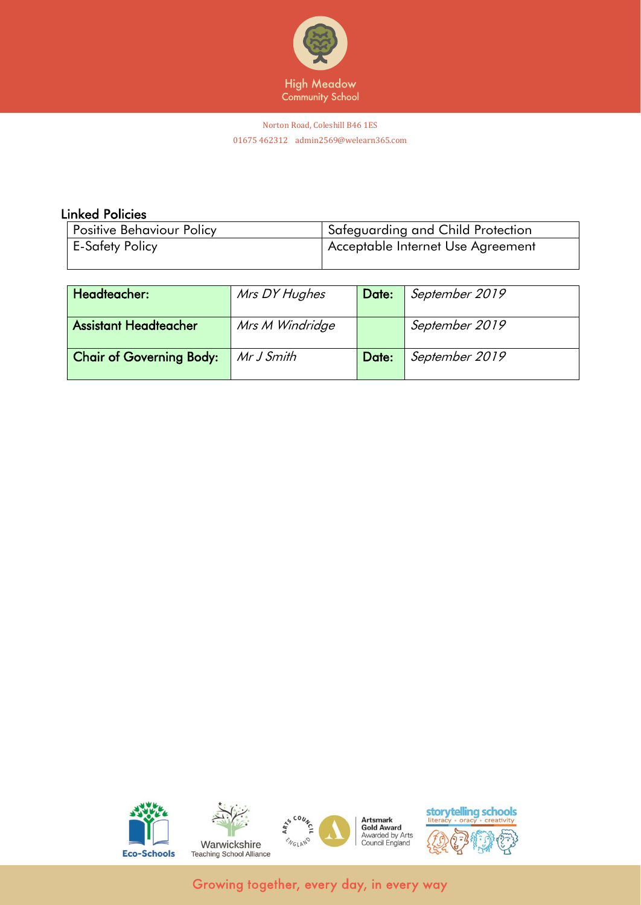# High Meadow Community School

Norton Road, Coleshill B46 1ES

01675 462312 admin2569@welearn365.com

## Linked Policies

| | |
|---|---|
| Positive Behaviour Policy | Safeguarding and Child Protection |
| E-Safety Policy | Acceptable Internet Use Agreement |

| | | | |
|---|---|---|---|
| **Headteacher:** | *Mrs DY Hughes* | **Date:** | *September 2019* |
| **Assistant Headteacher** | *Mrs M Windridge* | | *September 2019* |
| **Chair of Governing Body:** | *Mr J Smith* | **Date:** | *September 2019* |

Eco-Schools

Warwickshire Teaching School Alliance

Artsmark Gold Award Awarded by Arts Council England

storytelling schools literacy • oracy • creativity

Growing together, every day, in every way